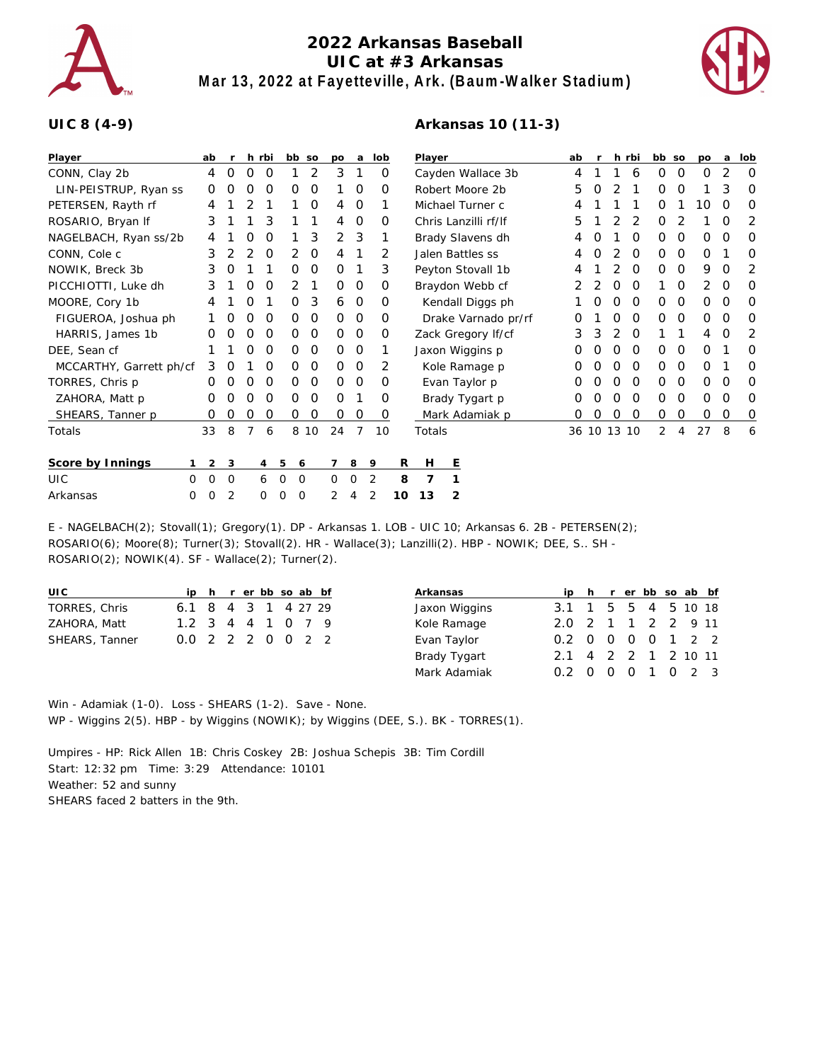# 2022 Arkansas Baseball

## UIC at #3 Arkansas

### Mar 13, 2022 at Fayetteville, Ark. (Baum-Walker Stadium)

**UIC 8 (4-9)**

| Player | ab | r | h | rbi | bb | so | po | a | lob |
|---|---|---|---|---|---|---|---|---|---|
| CONN, Clay 2b | 4 | 0 | 0 | 0 | 1 | 2 | 3 | 1 | 0 |
| LIN-PEISTRUP, Ryan ss | 0 | 0 | 0 | 0 | 0 | 0 | 1 | 0 | 0 |
| PETERSEN, Rayth rf | 4 | 1 | 2 | 1 | 1 | 0 | 4 | 0 | 1 |
| ROSARIO, Bryan lf | 3 | 1 | 1 | 3 | 1 | 1 | 4 | 0 | 0 |
| NAGELBACH, Ryan ss/2b | 4 | 1 | 0 | 0 | 1 | 3 | 2 | 3 | 1 |
| CONN, Cole c | 3 | 2 | 2 | 0 | 2 | 0 | 4 | 1 | 2 |
| NOWIK, Breck 3b | 3 | 0 | 1 | 1 | 0 | 0 | 0 | 1 | 3 |
| PICCHIOTTI, Luke dh | 3 | 1 | 0 | 0 | 2 | 1 | 0 | 0 | 0 |
| MOORE, Cory 1b | 4 | 1 | 0 | 1 | 0 | 3 | 6 | 0 | 0 |
| FIGUEROA, Joshua ph | 1 | 0 | 0 | 0 | 0 | 0 | 0 | 0 | 0 |
| HARRIS, James 1b | 0 | 0 | 0 | 0 | 0 | 0 | 0 | 0 | 0 |
| DEE, Sean cf | 1 | 1 | 0 | 0 | 0 | 0 | 0 | 0 | 1 |
| MCCARTHY, Garrett ph/cf | 3 | 0 | 1 | 0 | 0 | 0 | 0 | 0 | 2 |
| TORRES, Chris p | 0 | 0 | 0 | 0 | 0 | 0 | 0 | 0 | 0 |
| ZAHORA, Matt p | 0 | 0 | 0 | 0 | 0 | 0 | 0 | 1 | 0 |
| SHEARS, Tanner p | 0 | 0 | 0 | 0 | 0 | 0 | 0 | 0 | 0 |
| Totals | 33 | 8 | 7 | 6 | 8 | 10 | 24 | 7 | 10 |

**Arkansas 10 (11-3)**

| Player | ab | r | h | rbi | bb | so | po | a | lob |
|---|---|---|---|---|---|---|---|---|---|
| Cayden Wallace 3b | 4 | 1 | 1 | 6 | 0 | 0 | 0 | 2 | 0 |
| Robert Moore 2b | 5 | 0 | 2 | 1 | 0 | 0 | 1 | 3 | 0 |
| Michael Turner c | 4 | 1 | 1 | 1 | 0 | 1 | 10 | 0 | 0 |
| Chris Lanzilli rf/lf | 5 | 1 | 2 | 2 | 0 | 2 | 1 | 0 | 2 |
| Brady Slavens dh | 4 | 0 | 1 | 0 | 0 | 0 | 0 | 0 | 0 |
| Jalen Battles ss | 4 | 0 | 2 | 0 | 0 | 0 | 0 | 1 | 0 |
| Peyton Stovall 1b | 4 | 1 | 2 | 0 | 0 | 0 | 9 | 0 | 2 |
| Braydon Webb cf | 2 | 2 | 0 | 0 | 1 | 0 | 2 | 0 | 0 |
| Kendall Diggs ph | 1 | 0 | 0 | 0 | 0 | 0 | 0 | 0 | 0 |
| Drake Varnado pr/rf | 0 | 1 | 0 | 0 | 0 | 0 | 0 | 0 | 0 |
| Zack Gregory lf/cf | 3 | 3 | 2 | 0 | 1 | 1 | 4 | 0 | 2 |
| Jaxon Wiggins p | 0 | 0 | 0 | 0 | 0 | 0 | 0 | 1 | 0 |
| Kole Ramage p | 0 | 0 | 0 | 0 | 0 | 0 | 0 | 1 | 0 |
| Evan Taylor p | 0 | 0 | 0 | 0 | 0 | 0 | 0 | 0 | 0 |
| Brady Tygart p | 0 | 0 | 0 | 0 | 0 | 0 | 0 | 0 | 0 |
| Mark Adamiak p | 0 | 0 | 0 | 0 | 0 | 0 | 0 | 0 | 0 |
| Totals | 36 | 10 | 13 | 10 | 2 | 4 | 27 | 8 | 6 |

| Score by Innings | 1 | 2 | 3 | 4 | 5 | 6 | 7 | 8 | 9 | R | H | E |
|---|---|---|---|---|---|---|---|---|---|---|---|---|
| UIC | 0 | 0 | 0 | 6 | 0 | 0 | 0 | 0 | 2 | 8 | 7 | 1 |
| Arkansas | 0 | 0 | 2 | 0 | 0 | 0 | 2 | 4 | 2 | 10 | 13 | 2 |

E - NAGELBACH(2); Stovall(1); Gregory(1). DP - Arkansas 1. LOB - UIC 10; Arkansas 6. 2B - PETERSEN(2); ROSARIO(6); Moore(8); Turner(3); Stovall(2). HR - Wallace(3); Lanzilli(2). HBP - NOWIK; DEE, S.. SH - ROSARIO(2); NOWIK(4). SF - Wallace(2); Turner(2).

| UIC | ip | h | r | er | bb | so | ab | bf |
|---|---|---|---|---|---|---|---|---|
| TORRES, Chris | 6.1 | 8 | 4 | 3 | 1 | 4 | 27 | 29 |
| ZAHORA, Matt | 1.2 | 3 | 4 | 4 | 1 | 0 | 7 | 9 |
| SHEARS, Tanner | 0.0 | 2 | 2 | 2 | 0 | 0 | 2 | 2 |

| Arkansas | ip | h | r | er | bb | so | ab | bf |
|---|---|---|---|---|---|---|---|---|
| Jaxon Wiggins | 3.1 | 1 | 5 | 5 | 4 | 5 | 10 | 18 |
| Kole Ramage | 2.0 | 2 | 1 | 1 | 2 | 2 | 9 | 11 |
| Evan Taylor | 0.2 | 0 | 0 | 0 | 0 | 1 | 2 | 2 |
| Brady Tygart | 2.1 | 4 | 2 | 2 | 1 | 2 | 10 | 11 |
| Mark Adamiak | 0.2 | 0 | 0 | 0 | 1 | 0 | 2 | 3 |

Win - Adamiak (1-0). Loss - SHEARS (1-2). Save - None.
WP - Wiggins 2(5). HBP - by Wiggins (NOWIK); by Wiggins (DEE, S.). BK - TORRES(1).

Umpires - HP: Rick Allen 1B: Chris Coskey 2B: Joshua Schepis 3B: Tim Cordill
Start: 12:32 pm Time: 3:29 Attendance: 10101
Weather: 52 and sunny
SHEARS faced 2 batters in the 9th.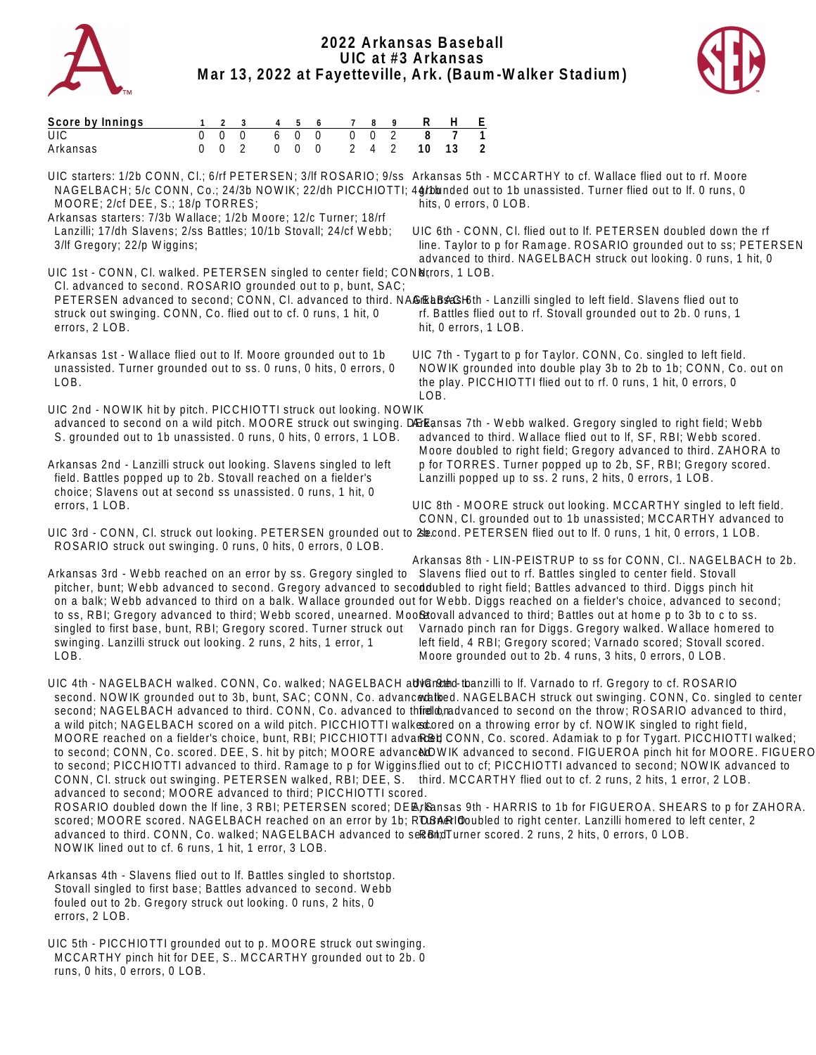# 2022 Arkansas Baseball
## UIC at #3 Arkansas
### Mar 13, 2022 at Fayetteville, Ark. (Baum-Walker Stadium)

| Score by Innings | 1 | 2 | 3 | 4 | 5 | 6 | 7 | 8 | 9 | R | H | E |
|---|---|---|---|---|---|---|---|---|---|---|---|---|
| UIC | 0 | 0 | 0 | 6 | 0 | 0 | 0 | 0 | 2 | 8 | 7 | 1 |
| Arkansas | 0 | 0 | 2 | 0 | 0 | 0 | 2 | 4 | 2 | 10 | 13 | 2 |

UIC starters: 1/2b CONN, Cl.; 6/rf PETERSEN; 3/lf ROSARIO; 9/ss NAGELBACH; 5/c CONN, Co.; 24/3b NOWIK; 22/dh PICCHIOTTI; 4/1b MOORE; 2/cf DEE, S.; 18/p TORRES;

Arkansas starters: 7/3b Wallace; 1/2b Moore; 12/c Turner; 18/rf Lanzilli; 17/dh Slavens; 2/ss Battles; 10/1b Stovall; 24/cf Webb; 3/lf Gregory; 22/p Wiggins;

UIC 1st - CONN, Cl. walked. PETERSEN singled to center field; CONN, Cl. advanced to second. ROSARIO grounded out to p, bunt, SAC; PETERSEN advanced to second; CONN, Cl. advanced to third. NAGELBACH struck out swinging. CONN, Co. flied out to cf. 0 runs, 1 hit, 0 errors, 2 LOB.

Arkansas 1st - Wallace flied out to lf. Moore grounded out to 1b unassisted. Turner grounded out to ss. 0 runs, 0 hits, 0 errors, 0 LOB.

UIC 2nd - NOWIK hit by pitch. PICCHIOTTI struck out looking. NOWIK advanced to second on a wild pitch. MOORE struck out swinging. DEE, S. grounded out to 1b unassisted. 0 runs, 0 hits, 0 errors, 1 LOB.

Arkansas 2nd - Lanzilli struck out looking. Slavens singled to left field. Battles popped up to 2b. Stovall reached on a fielder's choice; Slavens out at second ss unassisted. 0 runs, 1 hit, 0 errors, 1 LOB.

UIC 3rd - CONN, Cl. struck out looking. PETERSEN grounded out to 2b. ROSARIO struck out swinging. 0 runs, 0 hits, 0 errors, 0 LOB.

Arkansas 3rd - Webb reached on an error by ss. Gregory singled to pitcher, bunt; Webb advanced to second. Gregory advanced to second on a balk; Webb advanced to third on a balk. Wallace grounded out to ss, RBI; Gregory advanced to third; Webb scored, unearned. Moore singled to first base, bunt, RBI; Gregory scored. Turner struck out swinging. Lanzilli struck out looking. 2 runs, 2 hits, 1 error, 1 LOB.

UIC 4th - NAGELBACH walked. CONN, Co. walked; NAGELBACH advanced to second. NOWIK grounded out to 3b, bunt, SAC; CONN, Co. advanced to second; NAGELBACH advanced to third. CONN, Co. advanced to third on a wild pitch; NAGELBACH scored on a wild pitch. PICCHIOTTI walked. MOORE reached on a fielder's choice, bunt, RBI; PICCHIOTTI advanced to second; CONN, Co. scored. DEE, S. hit by pitch; MOORE advanced to second; PICCHIOTTI advanced to third. Ramage to p for Wiggins. CONN, Cl. struck out swinging. PETERSEN walked, RBI; DEE, S. advanced to second; MOORE advanced to third; PICCHIOTTI scored. ROSARIO doubled down the lf line, 3 RBI; PETERSEN scored; DEE, S. scored; MOORE scored. NAGELBACH reached on an error by 1b; ROSARIO advanced to third. CONN, Co. walked; NAGELBACH advanced to second. NOWIK lined out to cf. 6 runs, 1 hit, 1 error, 3 LOB.

Arkansas 4th - Slavens flied out to lf. Battles singled to shortstop. Stovall singled to first base; Battles advanced to second. Webb fouled out to 2b. Gregory struck out looking. 0 runs, 2 hits, 0 errors, 2 LOB.

UIC 5th - PICCHIOTTI grounded out to p. MOORE struck out swinging. MCCARTHY pinch hit for DEE, S.. MCCARTHY grounded out to 2b. 0 runs, 0 hits, 0 errors, 0 LOB.

Arkansas 5th - MCCARTHY to cf. Wallace flied out to rf. Moore grounded out to 1b unassisted. Turner flied out to lf. 0 runs, 0 hits, 0 errors, 0 LOB.

UIC 6th - CONN, Cl. flied out to lf. PETERSEN doubled down the rf line. Taylor to p for Ramage. ROSARIO grounded out to ss; PETERSEN advanced to third. NAGELBACH struck out looking. 0 runs, 1 hit, 0 errors, 1 LOB.

Arkansas 6th - Lanzilli singled to left field. Slavens flied out to rf. Battles flied out to rf. Stovall grounded out to 2b. 0 runs, 1 hit, 0 errors, 1 LOB.

UIC 7th - Tygart to p for Taylor. CONN, Co. singled to left field. NOWIK grounded into double play 3b to 2b to 1b; CONN, Co. out on the play. PICCHIOTTI flied out to rf. 0 runs, 1 hit, 0 errors, 0 LOB.

Arkansas 7th - Webb walked. Gregory singled to right field; Webb advanced to third. Wallace flied out to lf, SF, RBI; Webb scored. Moore doubled to right field; Gregory advanced to third. ZAHORA to p for TORRES. Turner popped up to 2b, SF, RBI; Gregory scored. Lanzilli popped up to ss. 2 runs, 2 hits, 0 errors, 1 LOB.

UIC 8th - MOORE struck out looking. MCCARTHY singled to left field. CONN, Cl. grounded out to 1b unassisted; MCCARTHY advanced to second. PETERSEN flied out to lf. 0 runs, 1 hit, 0 errors, 1 LOB.

Arkansas 8th - LIN-PEISTRUP to ss for CONN, Cl.. NAGELBACH to 2b. Slavens flied out to rf. Battles singled to center field. Stovall doubled to right field; Battles advanced to third. Diggs pinch hit for Webb. Diggs reached on a fielder's choice, advanced to second; Stovall advanced to third; Battles out at home p to 3b to c to ss. Varnado pinch ran for Diggs. Gregory walked. Wallace homered to left field, 4 RBI; Gregory scored; Varnado scored; Stovall scored. Moore grounded out to 2b. 4 runs, 3 hits, 0 errors, 0 LOB.

UIC 9th - Lanzilli to lf. Varnado to rf. Gregory to cf. ROSARIO walked. NAGELBACH struck out swinging. CONN, Co. singled to center field, advanced to second on the throw; ROSARIO advanced to third, scored on a throwing error by cf. NOWIK singled to right field, RBI; CONN, Co. scored. Adamiak to p for Tygart. PICCHIOTTI walked; NOWIK advanced to second. FIGUEROA pinch hit for MOORE. FIGUEROA flied out to cf; PICCHIOTTI advanced to second; NOWIK advanced to third. MCCARTHY flied out to cf. 2 runs, 2 hits, 1 error, 2 LOB.

Arkansas 9th - HARRIS to 1b for FIGUEROA. SHEARS to p for ZAHORA. Turner doubled to right center. Lanzilli homered to left center, 2 RBI; Turner scored. 2 runs, 2 hits, 0 errors, 0 LOB.